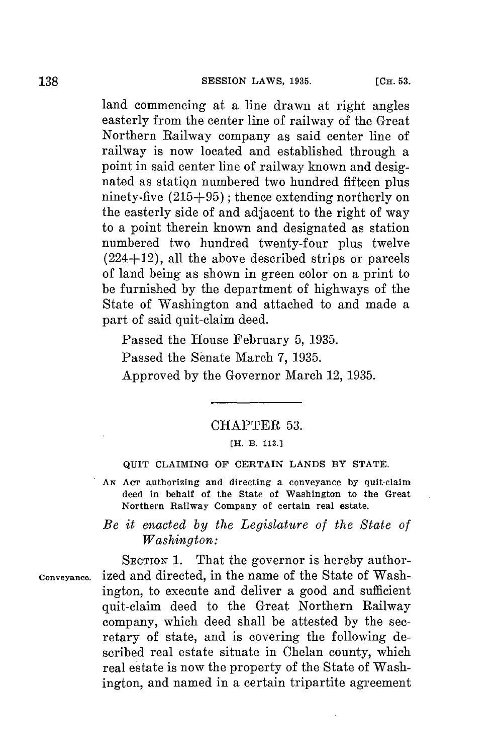land commencing at a line drawn at right angles easterly from the center line of railway of the Great Northern Railway company as said center line of railway is now located and established through a point in said center line of railway known and designated as station numbered two hundred fifteen plus ninety-five (215+95); thence extending northerly on the easterly side of and adjacent to the right of way to a point therein known and designated as station numbered two hundred twenty-four plus twelve (224+12), all the above described strips or parcels of land being as shown in green color on a print to be furnished by the department of highways of the State of Washington and attached to and made a part of said quit-claim deed.

Passed the House February 5, 1935.

Passed the Senate March 7, 1935.

Approved by the Governor March 12, 1935.

## CHAPTER 53.

[H. B. 113.]

QUIT CLAIMING OF CERTAIN LANDS BY STATE.

AN ACT authorizing and directing a conveyance by quit-claim deed in behalf of the State of Washington to the Great Northern Railway Company of certain real estate.

*Be it enacted by the Legislature of the State of Washington:*

SECTION 1. That the governor is hereby authorized and directed, in the name of the State of Washington, to execute and deliver a good and sufficient quit-claim deed to the Great Northern Railway company, which deed shall be attested by the secretary of state, and is covering the following described real estate situate in Chelan county, which real estate is now the property of the State of Washington, and named in a certain tripartite agreement

Conveyance.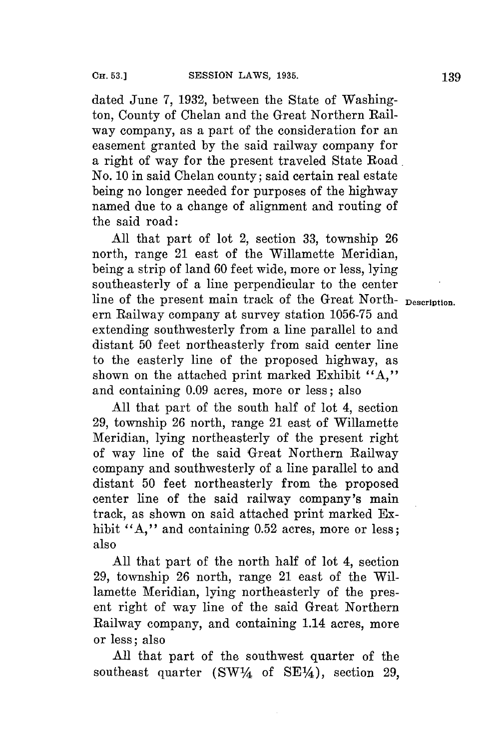dated June 7, 1932, between the State of Washington, County of Chelan and the Great Northern Railway company, as a part of the consideration for an easement granted by the said railway company for a right of way for the present traveled State Road No. 10 in said Chelan county; said certain real estate being no longer needed for purposes of the highway named due to a change of alignment and routing of the said road:

Description.

All that part of lot 2, section 33, township 26 north, range 21 east of the Willamette Meridian, being a strip of land 60 feet wide, more or less, lying southeasterly of a line perpendicular to the center line of the present main track of the Great Northern Railway company at survey station 1056-75 and extending southwesterly from a line parallel to and distant 50 feet northeasterly from said center line to the easterly line of the proposed highway, as shown on the attached print marked Exhibit "A," and containing 0.09 acres, more or less; also

All that part of the south half of lot 4, section 29, township 26 north, range 21 east of Willamette Meridian, lying northeasterly of the present right of way line of the said Great Northern Railway company and southwesterly of a line parallel to and distant 50 feet northeasterly from the proposed center line of the said railway company's main track, as shown on said attached print marked Exhibit "A," and containing 0.52 acres, more or less; also

All that part of the north half of lot 4, section 29, township 26 north, range 21 east of the Willamette Meridian, lying northeasterly of the present right of way line of the said Great Northern Railway company, and containing 1.14 acres, more or less; also

All that part of the southwest quarter of the southeast quarter (SW¼ of SE¼), section 29,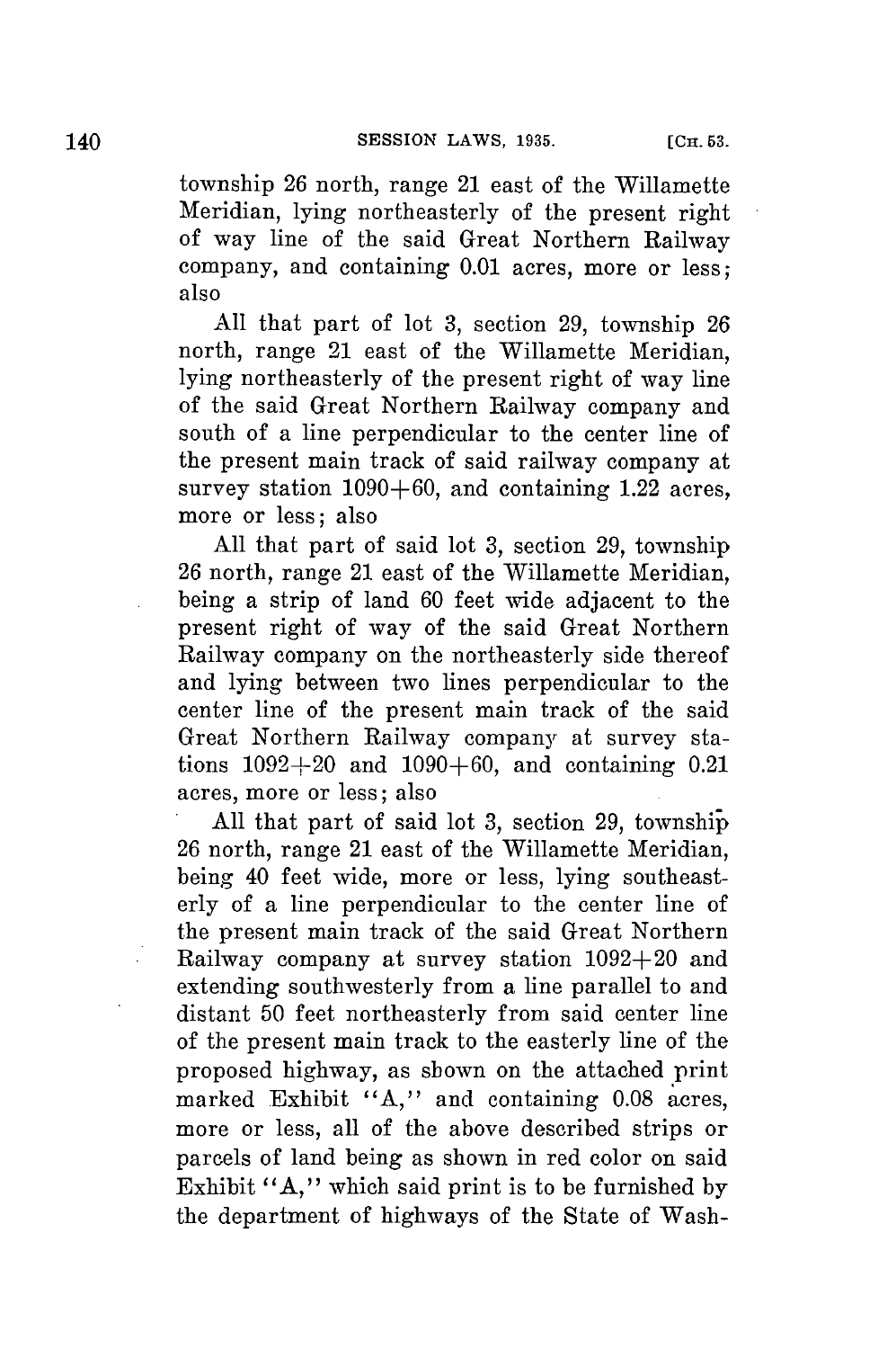township 26 north, range 21 east of the Willamette Meridian, lying northeasterly of the present right of way line of the said Great Northern Railway company, and containing 0.01 acres, more or less; also

All that part of lot 3, section 29, township 26 north, range 21 east of the Willamette Meridian, lying northeasterly of the present right of way line of the said Great Northern Railway company and south of a line perpendicular to the center line of the present main track of said railway company at survey station 1090+60, and containing 1.22 acres, more or less; also

All that part of said lot 3, section 29, township 26 north, range 21 east of the Willamette Meridian, being a strip of land 60 feet wide adjacent to the present right of way of the said Great Northern Railway company on the northeasterly side thereof and lying between two lines perpendicular to the center line of the present main track of the said Great Northern Railway company at survey stations 1092+20 and 1090+60, and containing 0.21 acres, more or less; also

All that part of said lot 3, section 29, township 26 north, range 21 east of the Willamette Meridian, being 40 feet wide, more or less, lying southeasterly of a line perpendicular to the center line of the present main track of the said Great Northern Railway company at survey station 1092+20 and extending southwesterly from a line parallel to and distant 50 feet northeasterly from said center line of the present main track to the easterly line of the proposed highway, as shown on the attached print marked Exhibit "A," and containing 0.08 acres, more or less, all of the above described strips or parcels of land being as shown in red color on said Exhibit "A," which said print is to be furnished by the department of highways of the State of Wash-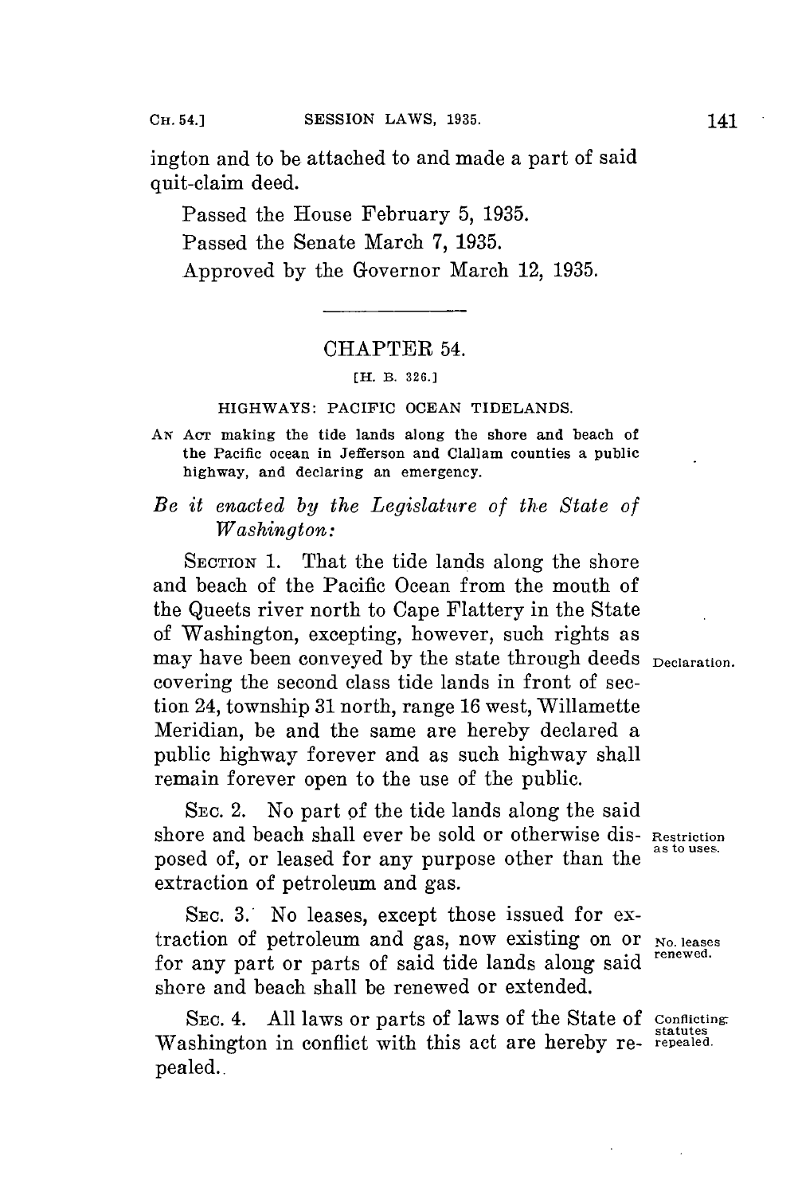ington and to be attached to and made a part of said quit-claim deed.

Passed the House February 5, 1935.

Passed the Senate March 7, 1935.

Approved by the Governor March 12, 1935.

---

## CHAPTER 54.

[H. B. 326.]

HIGHWAYS: PACIFIC OCEAN TIDELANDS.

AN ACT making the tide lands along the shore and beach of the Pacific ocean in Jefferson and Clallam counties a public highway, and declaring an emergency.

*Be it enacted by the Legislature of the State of Washington:*

SECTION 1. That the tide lands along the shore and beach of the Pacific Ocean from the mouth of the Queets river north to Cape Flattery in the State of Washington, excepting, however, such rights as may have been conveyed by the state through deeds covering the second class tide lands in front of section 24, township 31 north, range 16 west, Willamette Meridian, be and the same are hereby declared a public highway forever and as such highway shall remain forever open to the use of the public.

Declaration.

SEC. 2. No part of the tide lands along the said shore and beach shall ever be sold or otherwise disposed of, or leased for any purpose other than the extraction of petroleum and gas.

Restriction as to uses.

SEC. 3. No leases, except those issued for extraction of petroleum and gas, now existing on or for any part or parts of said tide lands along said shore and beach shall be renewed or extended.

No leases renewed.

SEC. 4. All laws or parts of laws of the State of Washington in conflict with this act are hereby repealed.

Conflicting statutes repealed.